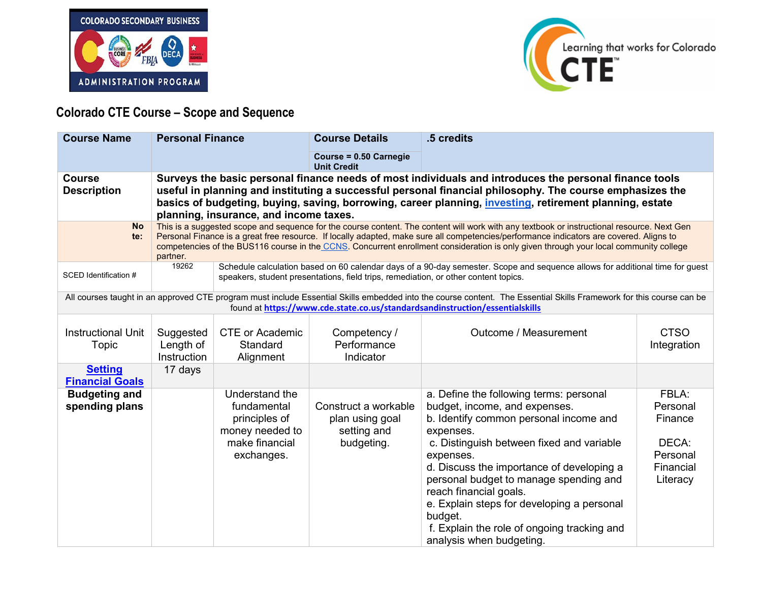## Colorado CTE Course – Scope and Sequence

| **Course Name** | **Personal Finance** | | **Course Details** | **.5 credits** | |
|---|---|---|---|---|---|
| | | | **Course = 0.50 Carnegie Unit Credit** | | |
| **Course Description** | **Surveys the basic personal finance needs of most individuals and introduces the personal finance tools useful in planning and instituting a successful personal financial philosophy. The course emphasizes the basics of budgeting, buying, saving, borrowing, career planning, investing, retirement planning, estate planning, insurance, and income taxes.** | | | | |
| **Note:** | This is a suggested scope and sequence for the course content. The content will work with any textbook or instructional resource. Next Gen Personal Finance is a great free resource. If locally adapted, make sure all competencies/performance indicators are covered. Aligns to competencies of the BUS116 course in the CCNS. Concurrent enrollment consideration is only given through your local community college partner. | | | | |
| SCED Identification # | 19262 | Schedule calculation based on 60 calendar days of a 90-day semester. Scope and sequence allows for additional time for guest speakers, student presentations, field trips, remediation, or other content topics. | | | |
| All courses taught in an approved CTE program must include Essential Skills embedded into the course content. The Essential Skills Framework for this course can be found at **https://www.cde.state.co.us/standardsandinstruction/essentialskills** | | | | | |
| Instructional Unit Topic | Suggested Length of Instruction | CTE or Academic Standard Alignment | Competency / Performance Indicator | Outcome / Measurement | CTSO Integration |
| **Setting Financial Goals** | 17 days | | | | |
| **Budgeting and spending plans** | | Understand the fundamental principles of money needed to make financial exchanges. | Construct a workable plan using goal setting and budgeting. | a. Define the following terms: personal budget, income, and expenses.<br>b. Identify common personal income and expenses.<br>c. Distinguish between fixed and variable expenses.<br>d. Discuss the importance of developing a personal budget to manage spending and reach financial goals.<br>e. Explain steps for developing a personal budget.<br>f. Explain the role of ongoing tracking and analysis when budgeting. | FBLA: Personal Finance<br><br>DECA: Personal Financial Literacy |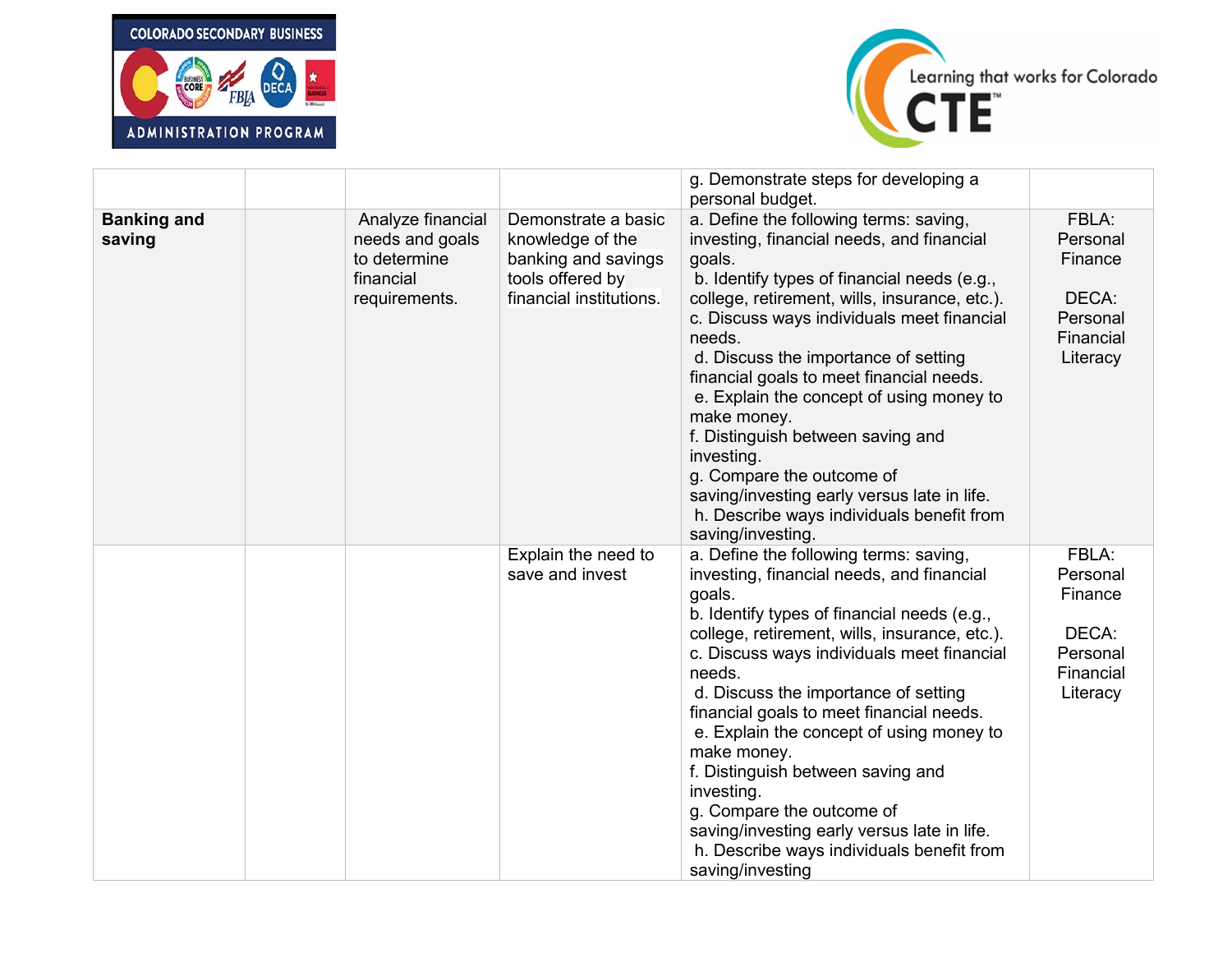| | | | | | |
|---|---|---|---|---|---|
| | | | | g. Demonstrate steps for developing a personal budget. | |
| **Banking and saving** | | Analyze financial needs and goals to determine financial requirements. | Demonstrate a basic knowledge of the banking and savings tools offered by financial institutions. | a. Define the following terms: saving, investing, financial needs, and financial goals.<br>b. Identify types of financial needs (e.g., college, retirement, wills, insurance, etc.).<br>c. Discuss ways individuals meet financial needs.<br>d. Discuss the importance of setting financial goals to meet financial needs.<br>e. Explain the concept of using money to make money.<br>f. Distinguish between saving and investing.<br>g. Compare the outcome of saving/investing early versus late in life.<br>h. Describe ways individuals benefit from saving/investing. | FBLA: Personal Finance<br><br>DECA: Personal Financial Literacy |
| | | | Explain the need to save and invest | a. Define the following terms: saving, investing, financial needs, and financial goals.<br>b. Identify types of financial needs (e.g., college, retirement, wills, insurance, etc.).<br>c. Discuss ways individuals meet financial needs.<br>d. Discuss the importance of setting financial goals to meet financial needs.<br>e. Explain the concept of using money to make money.<br>f. Distinguish between saving and investing.<br>g. Compare the outcome of saving/investing early versus late in life.<br>h. Describe ways individuals benefit from saving/investing | FBLA: Personal Finance<br><br>DECA: Personal Financial Literacy |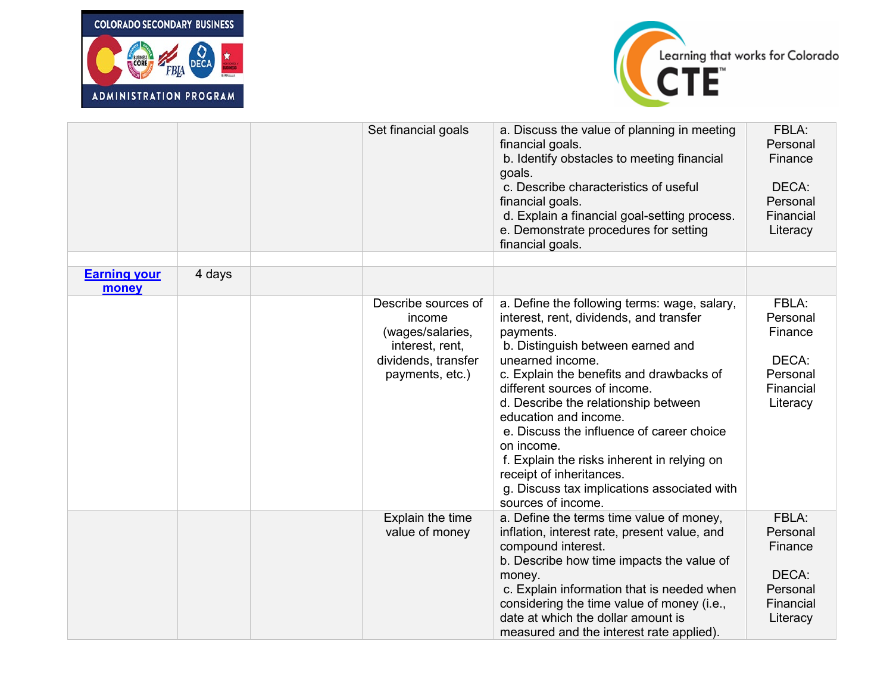| | | | | | |
|---|---|---|---|---|---|
| | | | Set financial goals | a. Discuss the value of planning in meeting financial goals.<br>b. Identify obstacles to meeting financial goals.<br>c. Describe characteristics of useful financial goals.<br>d. Explain a financial goal-setting process.<br>e. Demonstrate procedures for setting financial goals. | FBLA: Personal Finance<br><br>DECA: Personal Financial Literacy |
| | | | | | |
| **Earning your money** | 4 days | | | | |
| | | | Describe sources of income (wages/salaries, interest, rent, dividends, transfer payments, etc.) | a. Define the following terms: wage, salary, interest, rent, dividends, and transfer payments.<br>b. Distinguish between earned and unearned income.<br>c. Explain the benefits and drawbacks of different sources of income.<br>d. Describe the relationship between education and income.<br>e. Discuss the influence of career choice on income.<br>f. Explain the risks inherent in relying on receipt of inheritances.<br>g. Discuss tax implications associated with sources of income. | FBLA: Personal Finance<br><br>DECA: Personal Financial Literacy |
| | | | Explain the time value of money | a. Define the terms time value of money, inflation, interest rate, present value, and compound interest.<br>b. Describe how time impacts the value of money.<br>c. Explain information that is needed when considering the time value of money (i.e., date at which the dollar amount is measured and the interest rate applied). | FBLA: Personal Finance<br><br>DECA: Personal Financial Literacy |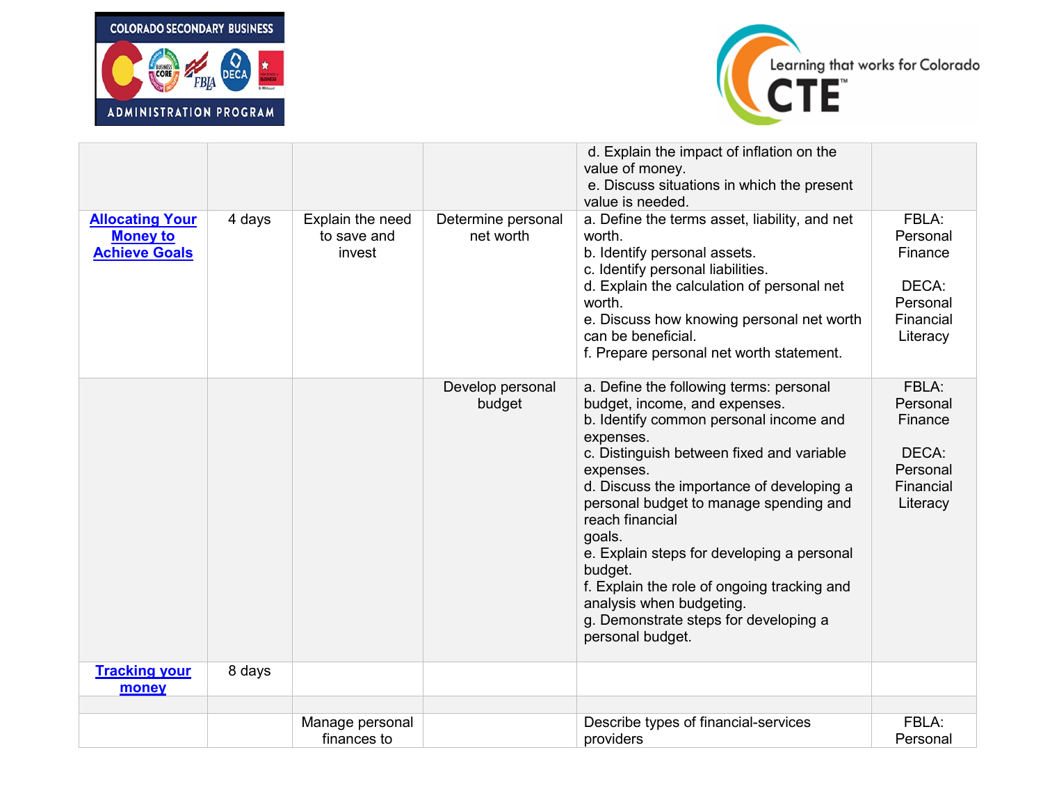| | | | | d. Explain the impact of inflation on the value of money.<br>e. Discuss situations in which the present value is needed. | |
|---|---|---|---|---|---|
| **Allocating Your Money to Achieve Goals** | 4 days | Explain the need to save and invest | Determine personal net worth | a. Define the terms asset, liability, and net worth.<br>b. Identify personal assets.<br>c. Identify personal liabilities.<br>d. Explain the calculation of personal net worth.<br>e. Discuss how knowing personal net worth can be beneficial.<br>f. Prepare personal net worth statement. | FBLA: Personal Finance<br><br>DECA: Personal Financial Literacy |
| | | | Develop personal budget | a. Define the following terms: personal budget, income, and expenses.<br>b. Identify common personal income and expenses.<br>c. Distinguish between fixed and variable expenses.<br>d. Discuss the importance of developing a personal budget to manage spending and reach financial goals.<br>e. Explain steps for developing a personal budget.<br>f. Explain the role of ongoing tracking and analysis when budgeting.<br>g. Demonstrate steps for developing a personal budget. | FBLA: Personal Finance<br><br>DECA: Personal Financial Literacy |
| **Tracking your money** | 8 days | | | | |
| | | | | | |
| | | Manage personal finances to | | Describe types of financial-services providers | FBLA: Personal |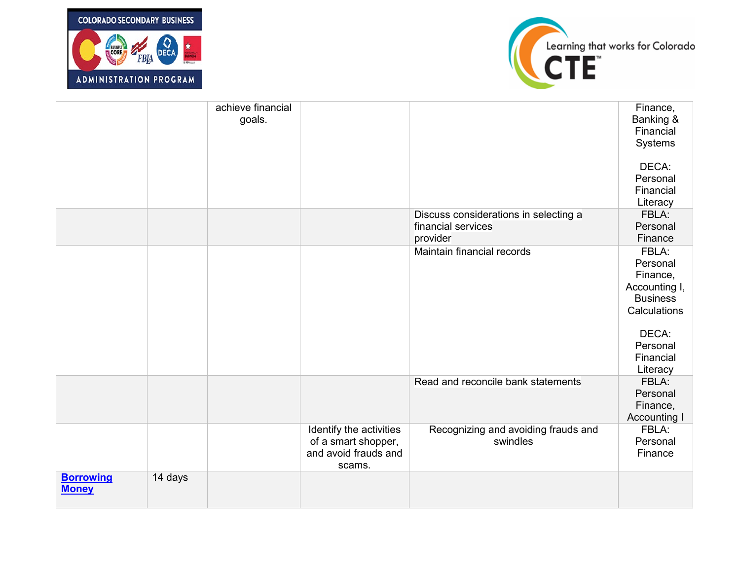| | | | | | |
|---|---|---|---|---|---|
| | | achieve financial goals. | | | Finance, Banking & Financial Systems<br><br>DECA: Personal Financial Literacy |
| | | | | Discuss considerations in selecting a financial services provider | FBLA: Personal Finance |
| | | | | Maintain financial records | FBLA: Personal Finance, Accounting I, Business Calculations<br><br>DECA: Personal Financial Literacy |
| | | | | Read and reconcile bank statements | FBLA: Personal Finance, Accounting I |
| | | | Identify the activities of a smart shopper, and avoid frauds and scams. | Recognizing and avoiding frauds and swindles | FBLA: Personal Finance |
| **Borrowing Money** | 14 days | | | | |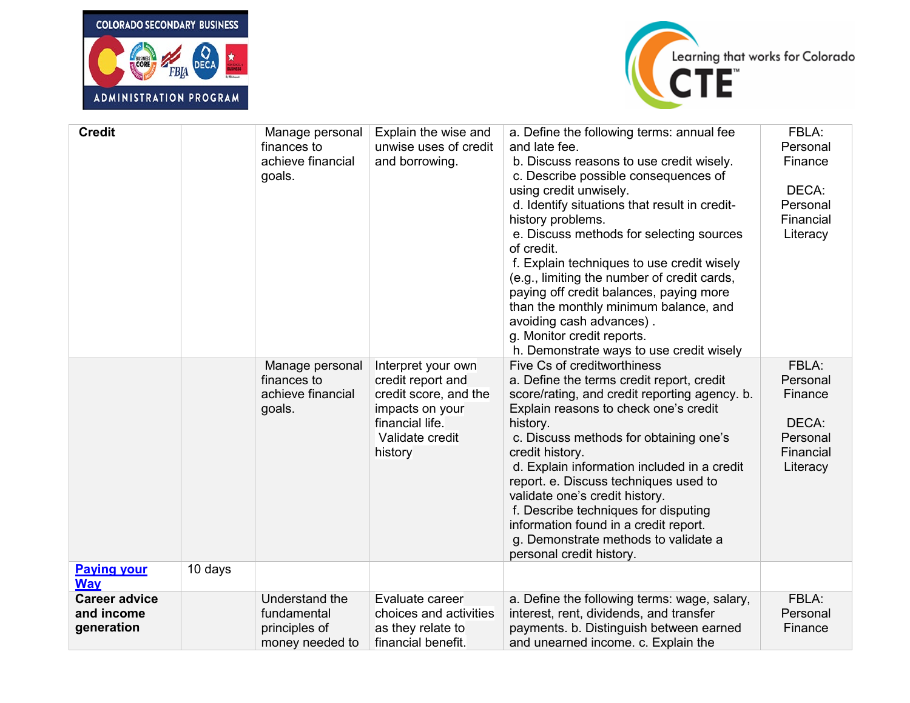| | | | | | |
|---|---|---|---|---|---|
| **Credit** | | Manage personal finances to achieve financial goals. | Explain the wise and unwise uses of credit and borrowing. | a. Define the following terms: annual fee and late fee.<br>b. Discuss reasons to use credit wisely.<br>c. Describe possible consequences of using credit unwisely.<br>d. Identify situations that result in credit-history problems.<br>e. Discuss methods for selecting sources of credit.<br>f. Explain techniques to use credit wisely (e.g., limiting the number of credit cards, paying off credit balances, paying more than the monthly minimum balance, and avoiding cash advances) .<br>g. Monitor credit reports.<br>h. Demonstrate ways to use credit wisely | FBLA: Personal Finance<br><br>DECA: Personal Financial Literacy |
| | | Manage personal finances to achieve financial goals. | Interpret your own credit report and credit score, and the impacts on your financial life.<br>Validate credit history | Five Cs of creditworthiness<br>a. Define the terms credit report, credit score/rating, and credit reporting agency. b. Explain reasons to check one's credit history.<br>c. Discuss methods for obtaining one's credit history.<br>d. Explain information included in a credit report. e. Discuss techniques used to validate one's credit history.<br>f. Describe techniques for disputing information found in a credit report.<br>g. Demonstrate methods to validate a personal credit history. | FBLA: Personal Finance<br><br>DECA: Personal Financial Literacy |
| [Paying your Way]() | 10 days | | | | |
| **Career advice and income generation** | | Understand the fundamental principles of money needed to | Evaluate career choices and activities as they relate to financial benefit. | a. Define the following terms: wage, salary, interest, rent, dividends, and transfer payments. b. Distinguish between earned and unearned income. c. Explain the | FBLA: Personal Finance |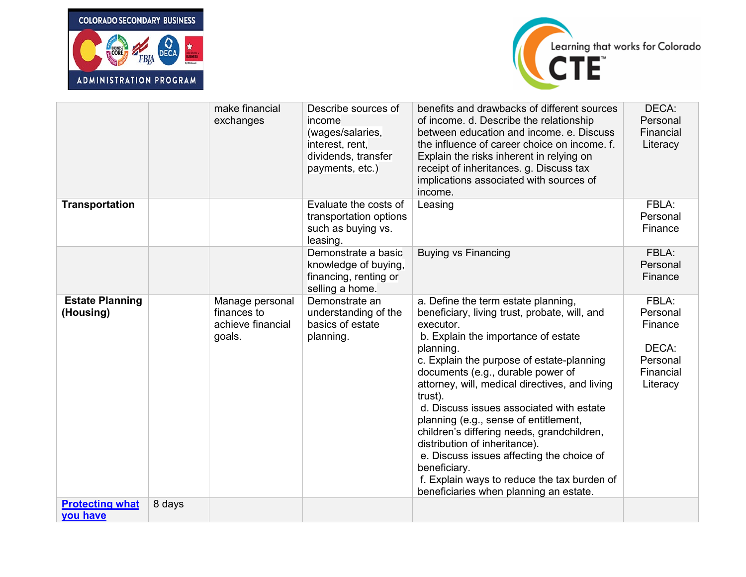| | | | | | |
|---|---|---|---|---|---|
| | | make financial exchanges | Describe sources of income (wages/salaries, interest, rent, dividends, transfer payments, etc.) | benefits and drawbacks of different sources of income. d. Describe the relationship between education and income. e. Discuss the influence of career choice on income. f. Explain the risks inherent in relying on receipt of inheritances. g. Discuss tax implications associated with sources of income. | DECA: Personal Financial Literacy |
| **Transportation** | | | Evaluate the costs of transportation options such as buying vs. leasing. | Leasing | FBLA: Personal Finance |
| | | | Demonstrate a basic knowledge of buying, financing, renting or selling a home. | Buying vs Financing | FBLA: Personal Finance |
| **Estate Planning (Housing)** | | Manage personal finances to achieve financial goals. | Demonstrate an understanding of the basics of estate planning. | a. Define the term estate planning, beneficiary, living trust, probate, will, and executor.<br>b. Explain the importance of estate planning.<br>c. Explain the purpose of estate-planning documents (e.g., durable power of attorney, will, medical directives, and living trust).<br>d. Discuss issues associated with estate planning (e.g., sense of entitlement, children's differing needs, grandchildren, distribution of inheritance).<br>e. Discuss issues affecting the choice of beneficiary.<br>f. Explain ways to reduce the tax burden of beneficiaries when planning an estate. | FBLA: Personal Finance<br><br>DECA: Personal Financial Literacy |
| **Protecting what you have** | 8 days | | | | |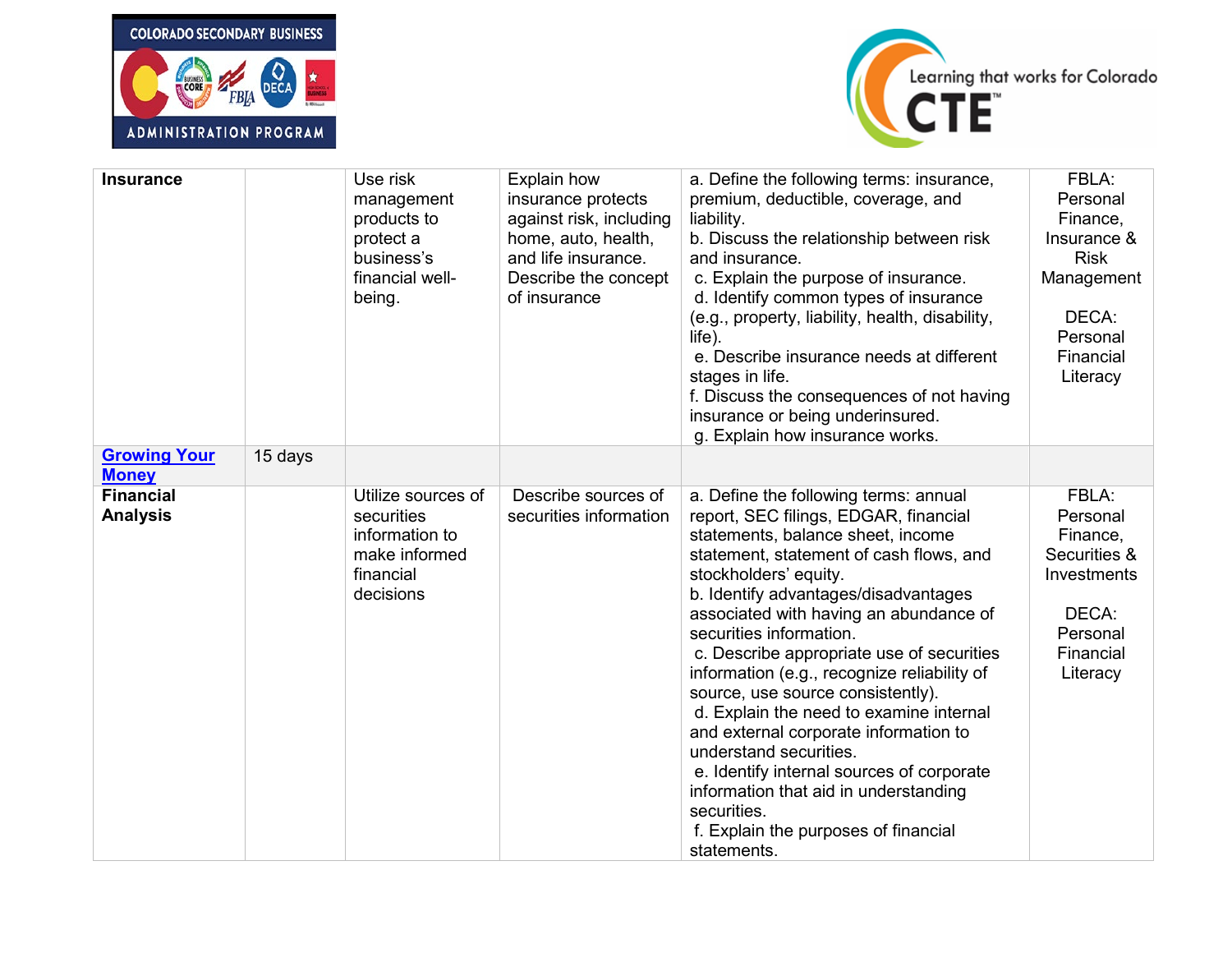| | | | | | |
|---|---|---|---|---|---|
| **Insurance** | | Use risk management products to protect a business's financial well-being. | Explain how insurance protects against risk, including home, auto, health, and life insurance. Describe the concept of insurance | a. Define the following terms: insurance, premium, deductible, coverage, and liability.<br>b. Discuss the relationship between risk and insurance.<br>c. Explain the purpose of insurance.<br>d. Identify common types of insurance (e.g., property, liability, health, disability, life).<br>e. Describe insurance needs at different stages in life.<br>f. Discuss the consequences of not having insurance or being underinsured.<br>g. Explain how insurance works. | FBLA: Personal Finance, Insurance & Risk Management<br><br>DECA: Personal Financial Literacy |
| **Growing Your Money** | 15 days | | | | |
| **Financial Analysis** | | Utilize sources of securities information to make informed financial decisions | Describe sources of securities information | a. Define the following terms: annual report, SEC filings, EDGAR, financial statements, balance sheet, income statement, statement of cash flows, and stockholders' equity.<br>b. Identify advantages/disadvantages associated with having an abundance of securities information.<br>c. Describe appropriate use of securities information (e.g., recognize reliability of source, use source consistently).<br>d. Explain the need to examine internal and external corporate information to understand securities.<br>e. Identify internal sources of corporate information that aid in understanding securities.<br>f. Explain the purposes of financial statements. | FBLA: Personal Finance, Securities & Investments<br><br>DECA: Personal Financial Literacy |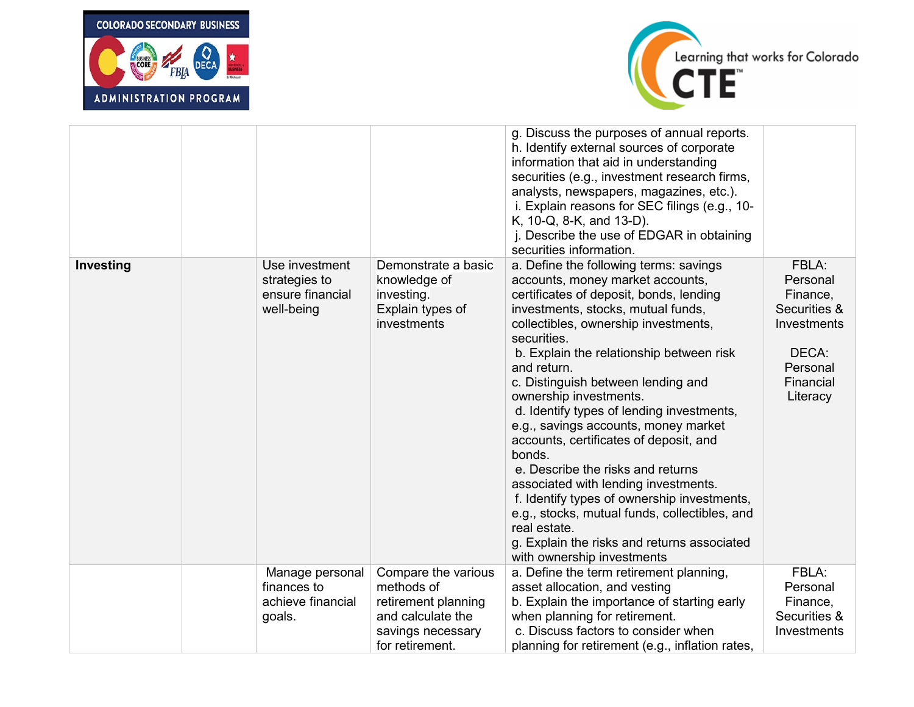| | | | | | |
|---|---|---|---|---|---|
| | | | | g. Discuss the purposes of annual reports.<br>h. Identify external sources of corporate information that aid in understanding securities (e.g., investment research firms, analysts, newspapers, magazines, etc.).<br>i. Explain reasons for SEC filings (e.g., 10-K, 10-Q, 8-K, and 13-D).<br>j. Describe the use of EDGAR in obtaining securities information. | |
| **Investing** | | Use investment strategies to ensure financial well-being | Demonstrate a basic knowledge of investing.<br>Explain types of investments | a. Define the following terms: savings accounts, money market accounts, certificates of deposit, bonds, lending investments, stocks, mutual funds, collectibles, ownership investments, securities.<br>b. Explain the relationship between risk and return.<br>c. Distinguish between lending and ownership investments.<br>d. Identify types of lending investments, e.g., savings accounts, money market accounts, certificates of deposit, and bonds.<br>e. Describe the risks and returns associated with lending investments.<br>f. Identify types of ownership investments, e.g., stocks, mutual funds, collectibles, and real estate.<br>g. Explain the risks and returns associated with ownership investments | FBLA: Personal Finance, Securities & Investments<br><br>DECA: Personal Financial Literacy |
| | | Manage personal finances to achieve financial goals. | Compare the various methods of retirement planning and calculate the savings necessary for retirement. | a. Define the term retirement planning, asset allocation, and vesting<br>b. Explain the importance of starting early when planning for retirement.<br>c. Discuss factors to consider when planning for retirement (e.g., inflation rates, | FBLA: Personal Finance, Securities & Investments |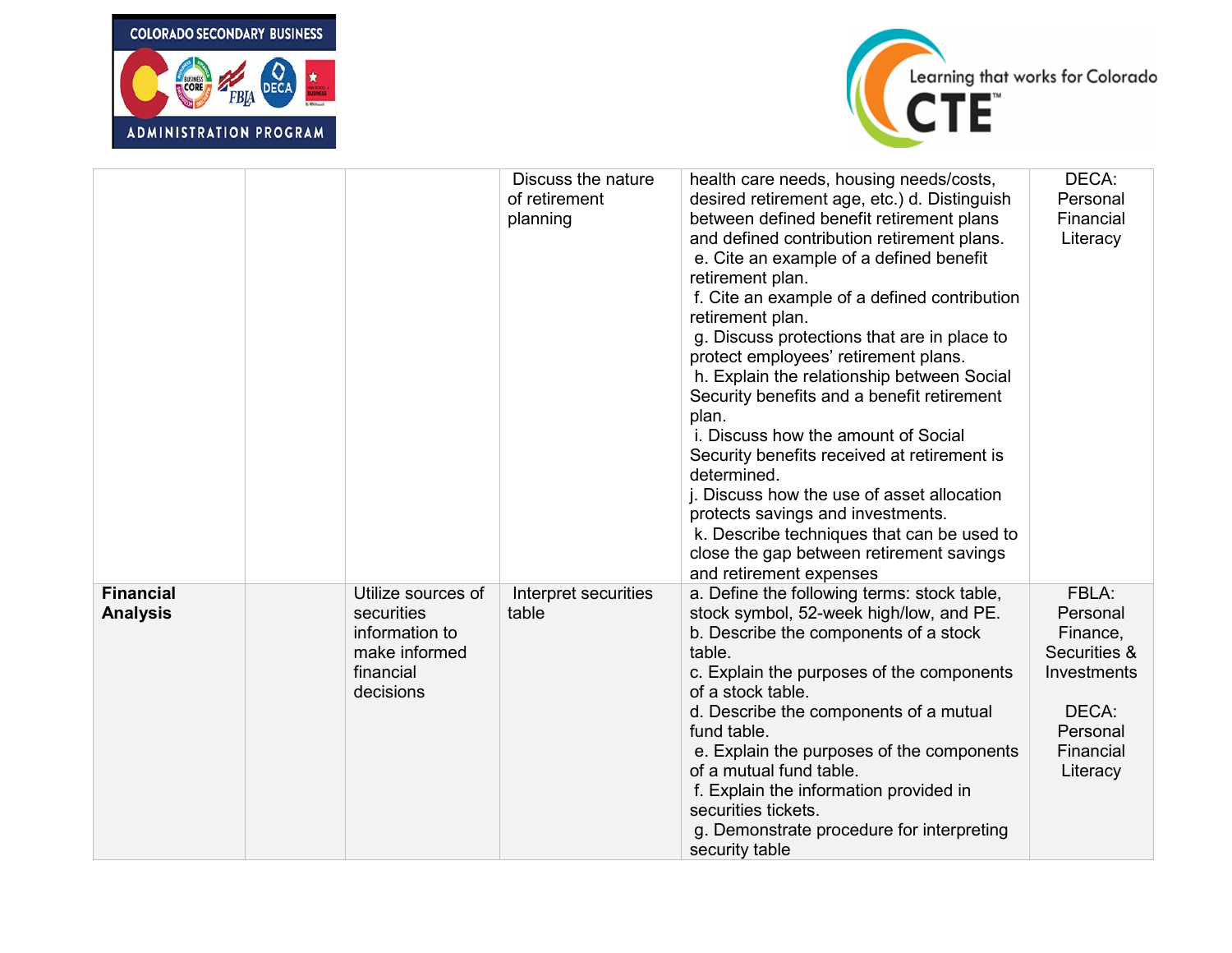| | | | | | |
|---|---|---|---|---|---|
| | | | Discuss the nature of retirement planning | health care needs, housing needs/costs, desired retirement age, etc.) d. Distinguish between defined benefit retirement plans and defined contribution retirement plans.<br>e. Cite an example of a defined benefit retirement plan.<br>f. Cite an example of a defined contribution retirement plan.<br>g. Discuss protections that are in place to protect employees' retirement plans.<br>h. Explain the relationship between Social Security benefits and a benefit retirement plan.<br>i. Discuss how the amount of Social Security benefits received at retirement is determined.<br>j. Discuss how the use of asset allocation protects savings and investments.<br>k. Describe techniques that can be used to close the gap between retirement savings and retirement expenses | DECA: Personal Financial Literacy |
| **Financial Analysis** | | Utilize sources of securities information to make informed financial decisions | Interpret securities table | a. Define the following terms: stock table, stock symbol, 52-week high/low, and PE.<br>b. Describe the components of a stock table.<br>c. Explain the purposes of the components of a stock table.<br>d. Describe the components of a mutual fund table.<br>e. Explain the purposes of the components of a mutual fund table.<br>f. Explain the information provided in securities tickets.<br>g. Demonstrate procedure for interpreting security table | FBLA: Personal Finance, Securities & Investments<br><br>DECA: Personal Financial Literacy |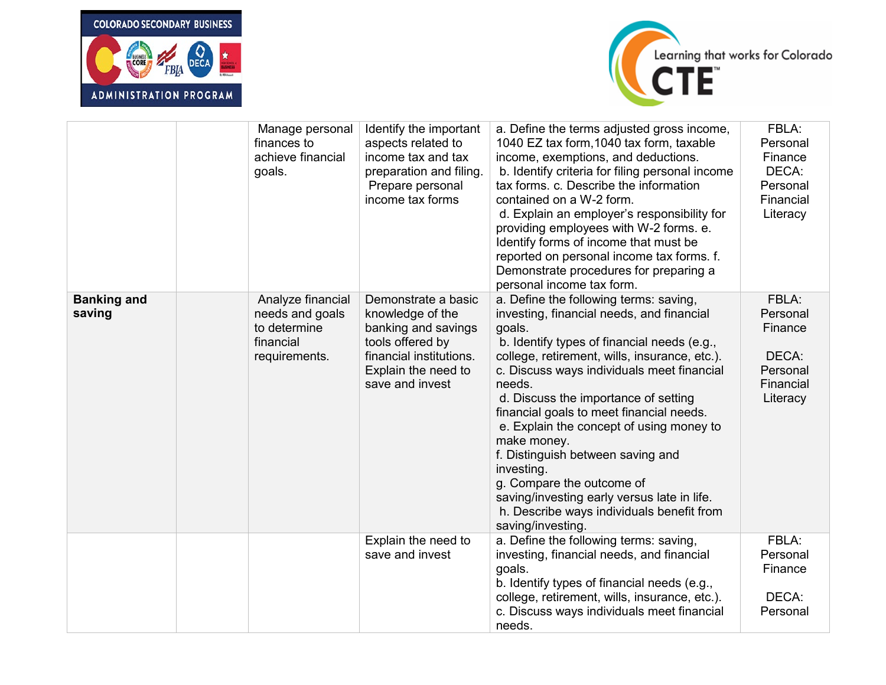| | | | | | |
|---|---|---|---|---|---|
| | | Manage personal finances to achieve financial goals. | Identify the important aspects related to income tax and tax preparation and filing. Prepare personal income tax forms | a. Define the terms adjusted gross income, 1040 EZ tax form,1040 tax form, taxable income, exemptions, and deductions. b. Identify criteria for filing personal income tax forms. c. Describe the information contained on a W-2 form. d. Explain an employer's responsibility for providing employees with W-2 forms. e. Identify forms of income that must be reported on personal income tax forms. f. Demonstrate procedures for preparing a personal income tax form. | FBLA: Personal Finance DECA: Personal Financial Literacy |
| **Banking and saving** | | Analyze financial needs and goals to determine financial requirements. | Demonstrate a basic knowledge of the banking and savings tools offered by financial institutions. Explain the need to save and invest | a. Define the following terms: saving, investing, financial needs, and financial goals. b. Identify types of financial needs (e.g., college, retirement, wills, insurance, etc.). c. Discuss ways individuals meet financial needs. d. Discuss the importance of setting financial goals to meet financial needs. e. Explain the concept of using money to make money. f. Distinguish between saving and investing. g. Compare the outcome of saving/investing early versus late in life. h. Describe ways individuals benefit from saving/investing. | FBLA: Personal Finance DECA: Personal Financial Literacy |
| | | | Explain the need to save and invest | a. Define the following terms: saving, investing, financial needs, and financial goals. b. Identify types of financial needs (e.g., college, retirement, wills, insurance, etc.). c. Discuss ways individuals meet financial needs. | FBLA: Personal Finance DECA: Personal |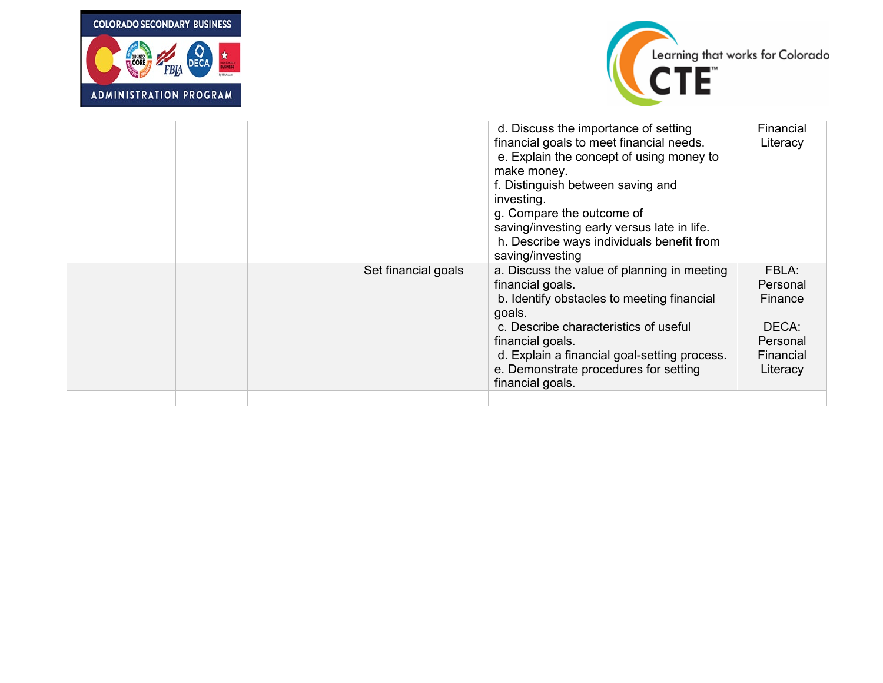| | | | | | |
|---|---|---|---|---|---|
| | | | | d. Discuss the importance of setting financial goals to meet financial needs.<br>e. Explain the concept of using money to make money.<br>f. Distinguish between saving and investing.<br>g. Compare the outcome of saving/investing early versus late in life.<br>h. Describe ways individuals benefit from saving/investing | Financial Literacy |
| | | | Set financial goals | a. Discuss the value of planning in meeting financial goals.<br>b. Identify obstacles to meeting financial goals.<br>c. Describe characteristics of useful financial goals.<br>d. Explain a financial goal-setting process.<br>e. Demonstrate procedures for setting financial goals. | FBLA: Personal Finance<br><br>DECA: Personal Financial Literacy |
| | | | | | |